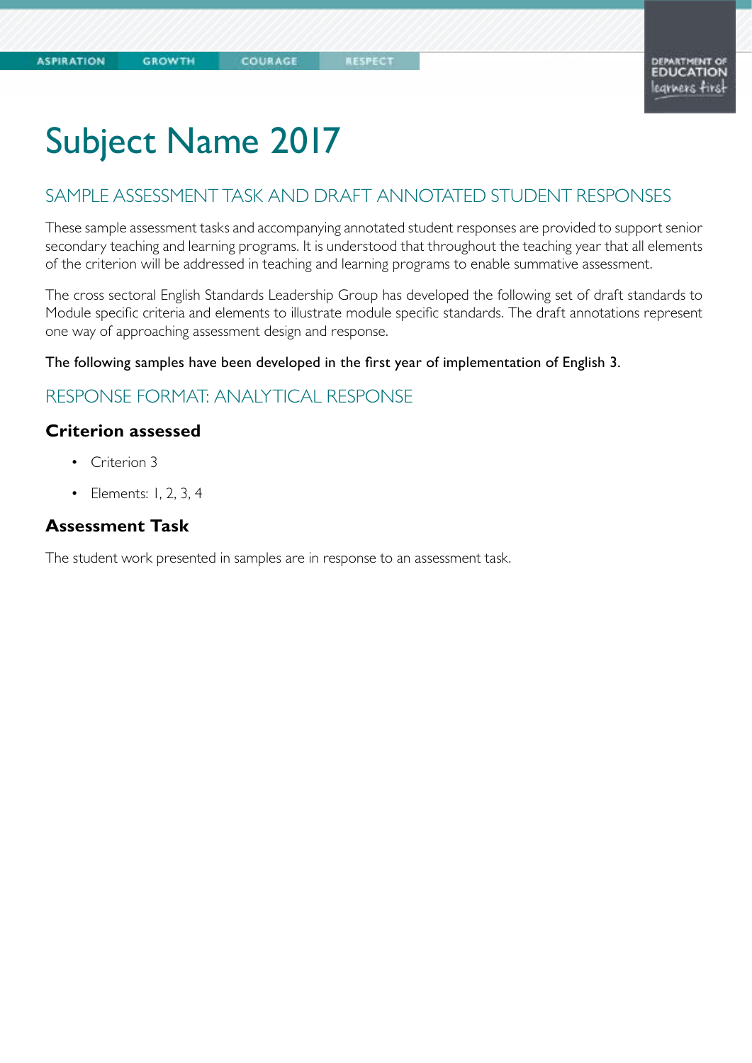# Subject Name 2017

## SAMPLE ASSESSMENT TASK AND DRAFT ANNOTATED STUDENT RESPONSES

These sample assessment tasks and accompanying annotated student responses are provided to support senior secondary teaching and learning programs. It is understood that throughout the teaching year that all elements of the criterion will be addressed in teaching and learning programs to enable summative assessment.

The cross sectoral English Standards Leadership Group has developed the following set of draft standards to Module specific criteria and elements to illustrate module specific standards. The draft annotations represent one way of approaching assessment design and response.

The following samples have been developed in the first year of implementation of English 3.

## RESPONSE FORMAT: ANALYTICAL RESPONSE

### Criterion assessed

- Criterion 3
- Elements: 1, 2, 3, 4

### Assessment Task

The student work presented in samples are in response to an assessment task.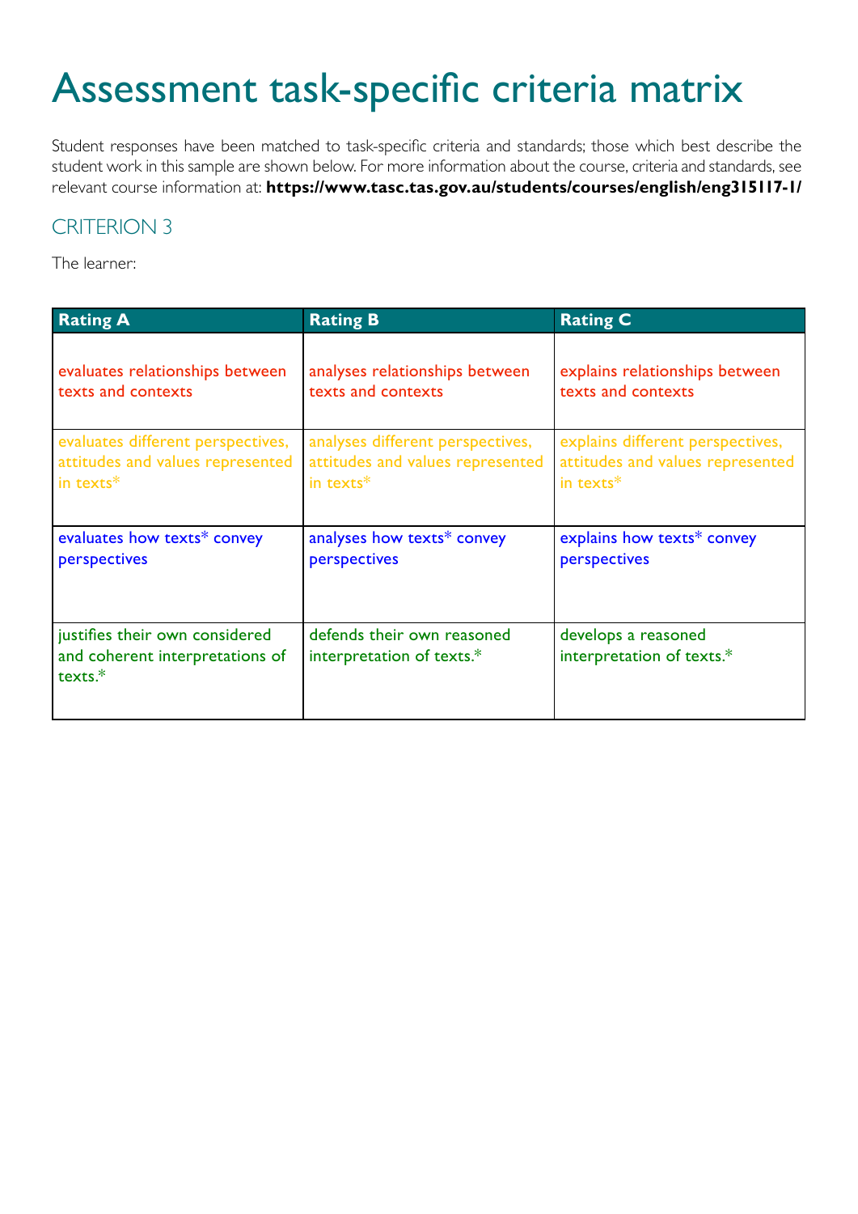# Assessment task-specific criteria matrix

Student responses have been matched to task-specific criteria and standards; those which best describe the student work in this sample are shown below. For more information about the course, criteria and standards, see relevant course information at: **https://www.tasc.tas.gov.au/students/courses/english/eng315117-1/**

## CRITERION 3

The learner:

| Rating A | Rating B | Rating C |
|---|---|---|
| evaluates relationships between texts and contexts | analyses relationships between texts and contexts | explains relationships between texts and contexts |
| evaluates different perspectives, attitudes and values represented in texts* | analyses different perspectives, attitudes and values represented in texts* | explains different perspectives, attitudes and values represented in texts* |
| evaluates how texts* convey perspectives | analyses how texts* convey perspectives | explains how texts* convey perspectives |
| justifies their own considered and coherent interpretations of texts.* | defends their own reasoned interpretation of texts.* | develops a reasoned interpretation of texts.* |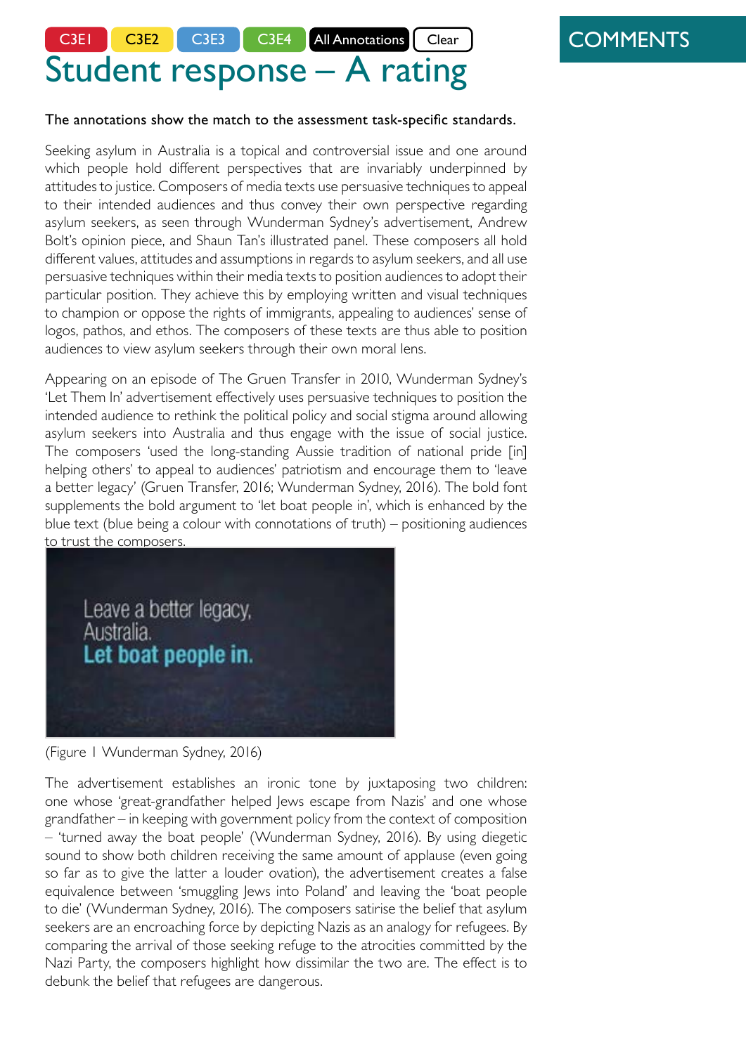C3E1 C3E2 C3E3 C3E4 All Annotations Clear

# Student response – A rating

COMMENTS

The annotations show the match to the assessment task-specific standards.

Seeking asylum in Australia is a topical and controversial issue and one around which people hold different perspectives that are invariably underpinned by attitudes to justice. Composers of media texts use persuasive techniques to appeal to their intended audiences and thus convey their own perspective regarding asylum seekers, as seen through Wunderman Sydney's advertisement, Andrew Bolt's opinion piece, and Shaun Tan's illustrated panel. These composers all hold different values, attitudes and assumptions in regards to asylum seekers, and all use persuasive techniques within their media texts to position audiences to adopt their particular position. They achieve this by employing written and visual techniques to champion or oppose the rights of immigrants, appealing to audiences' sense of logos, pathos, and ethos. The composers of these texts are thus able to position audiences to view asylum seekers through their own moral lens.

Appearing on an episode of The Gruen Transfer in 2010, Wunderman Sydney's 'Let Them In' advertisement effectively uses persuasive techniques to position the intended audience to rethink the political policy and social stigma around allowing asylum seekers into Australia and thus engage with the issue of social justice. The composers 'used the long-standing Aussie tradition of national pride [in] helping others' to appeal to audiences' patriotism and encourage them to 'leave a better legacy' (Gruen Transfer, 2016; Wunderman Sydney, 2016). The bold font supplements the bold argument to 'let boat people in', which is enhanced by the blue text (blue being a colour with connotations of truth) – positioning audiences to trust the composers.

Leave a better legacy, Australia. **Let boat people in.**

(Figure 1 Wunderman Sydney, 2016)

The advertisement establishes an ironic tone by juxtaposing two children: one whose 'great-grandfather helped Jews escape from Nazis' and one whose grandfather – in keeping with government policy from the context of composition – 'turned away the boat people' (Wunderman Sydney, 2016). By using diegetic sound to show both children receiving the same amount of applause (even going so far as to give the latter a louder ovation), the advertisement creates a false equivalence between 'smuggling Jews into Poland' and leaving the 'boat people to die' (Wunderman Sydney, 2016). The composers satirise the belief that asylum seekers are an encroaching force by depicting Nazis as an analogy for refugees. By comparing the arrival of those seeking refuge to the atrocities committed by the Nazi Party, the composers highlight how dissimilar the two are. The effect is to debunk the belief that refugees are dangerous.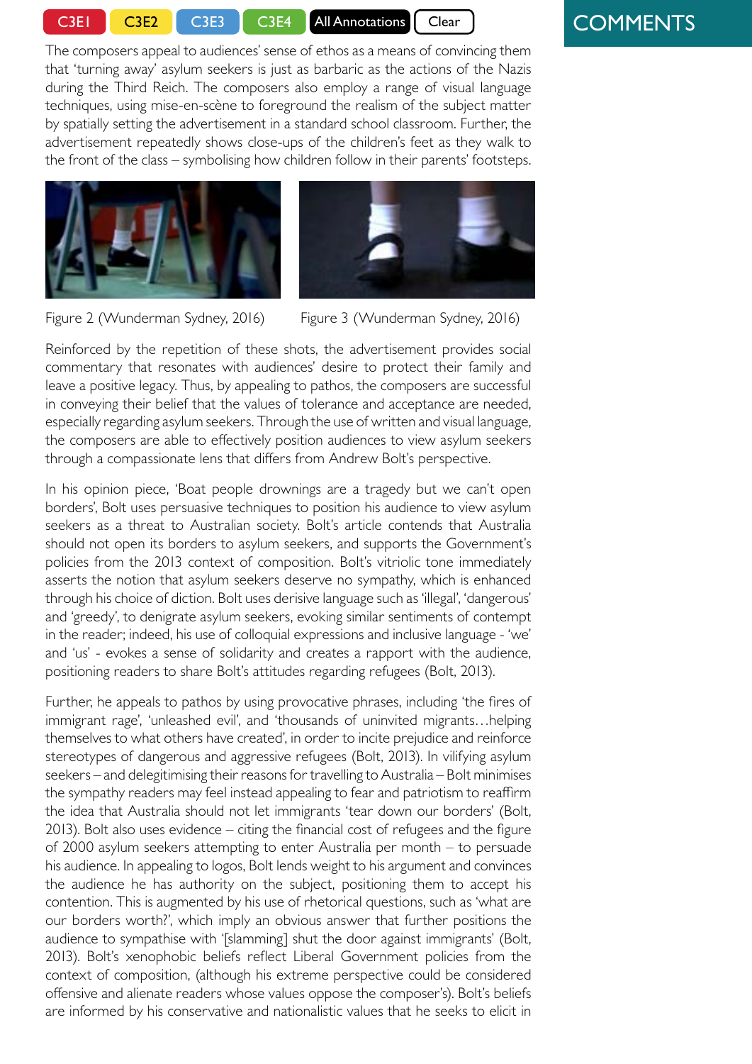The composers appeal to audiences' sense of ethos as a means of convincing them that 'turning away' asylum seekers is just as barbaric as the actions of the Nazis during the Third Reich. The composers also employ a range of visual language techniques, using mise-en-scène to foreground the realism of the subject matter by spatially setting the advertisement in a standard school classroom. Further, the advertisement repeatedly shows close-ups of the children's feet as they walk to the front of the class – symbolising how children follow in their parents' footsteps.

Figure 2 (Wunderman Sydney, 2016)

Figure 3 (Wunderman Sydney, 2016)

Reinforced by the repetition of these shots, the advertisement provides social commentary that resonates with audiences' desire to protect their family and leave a positive legacy. Thus, by appealing to pathos, the composers are successful in conveying their belief that the values of tolerance and acceptance are needed, especially regarding asylum seekers. Through the use of written and visual language, the composers are able to effectively position audiences to view asylum seekers through a compassionate lens that differs from Andrew Bolt's perspective.

In his opinion piece, 'Boat people drownings are a tragedy but we can't open borders', Bolt uses persuasive techniques to position his audience to view asylum seekers as a threat to Australian society. Bolt's article contends that Australia should not open its borders to asylum seekers, and supports the Government's policies from the 2013 context of composition. Bolt's vitriolic tone immediately asserts the notion that asylum seekers deserve no sympathy, which is enhanced through his choice of diction. Bolt uses derisive language such as 'illegal', 'dangerous' and 'greedy', to denigrate asylum seekers, evoking similar sentiments of contempt in the reader; indeed, his use of colloquial expressions and inclusive language - 'we' and 'us' - evokes a sense of solidarity and creates a rapport with the audience, positioning readers to share Bolt's attitudes regarding refugees (Bolt, 2013).

Further, he appeals to pathos by using provocative phrases, including 'the fires of immigrant rage', 'unleashed evil', and 'thousands of uninvited migrants…helping themselves to what others have created', in order to incite prejudice and reinforce stereotypes of dangerous and aggressive refugees (Bolt, 2013). In vilifying asylum seekers – and delegitimising their reasons for travelling to Australia – Bolt minimises the sympathy readers may feel instead appealing to fear and patriotism to reaffirm the idea that Australia should not let immigrants 'tear down our borders' (Bolt, 2013). Bolt also uses evidence – citing the financial cost of refugees and the figure of 2000 asylum seekers attempting to enter Australia per month – to persuade his audience. In appealing to logos, Bolt lends weight to his argument and convinces the audience he has authority on the subject, positioning them to accept his contention. This is augmented by his use of rhetorical questions, such as 'what are our borders worth?', which imply an obvious answer that further positions the audience to sympathise with '[slamming] shut the door against immigrants' (Bolt, 2013). Bolt's xenophobic beliefs reflect Liberal Government policies from the context of composition, (although his extreme perspective could be considered offensive and alienate readers whose values oppose the composer's). Bolt's beliefs are informed by his conservative and nationalistic values that he seeks to elicit in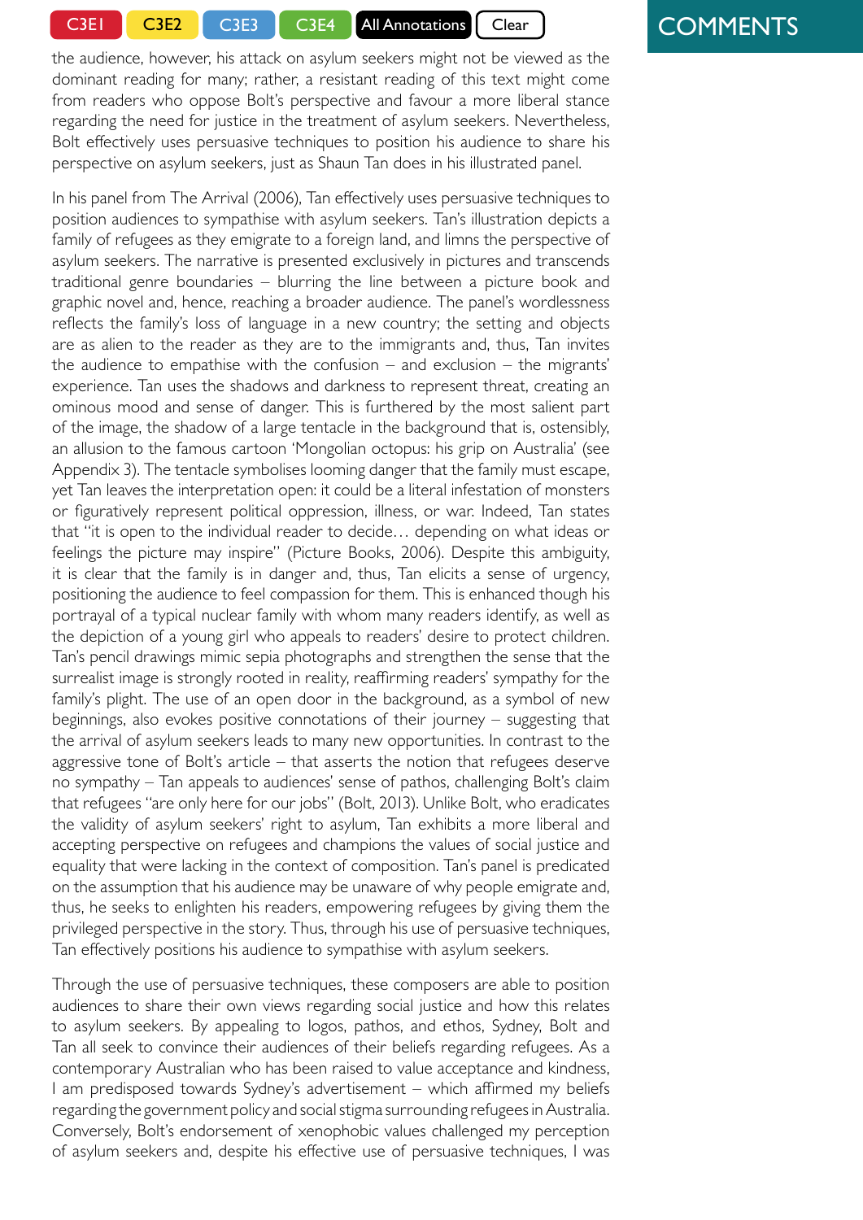the audience, however, his attack on asylum seekers might not be viewed as the dominant reading for many; rather, a resistant reading of this text might come from readers who oppose Bolt's perspective and favour a more liberal stance regarding the need for justice in the treatment of asylum seekers. Nevertheless, Bolt effectively uses persuasive techniques to position his audience to share his perspective on asylum seekers, just as Shaun Tan does in his illustrated panel.

In his panel from The Arrival (2006), Tan effectively uses persuasive techniques to position audiences to sympathise with asylum seekers. Tan's illustration depicts a family of refugees as they emigrate to a foreign land, and limns the perspective of asylum seekers. The narrative is presented exclusively in pictures and transcends traditional genre boundaries – blurring the line between a picture book and graphic novel and, hence, reaching a broader audience. The panel's wordlessness reflects the family's loss of language in a new country; the setting and objects are as alien to the reader as they are to the immigrants and, thus, Tan invites the audience to empathise with the confusion – and exclusion – the migrants' experience. Tan uses the shadows and darkness to represent threat, creating an ominous mood and sense of danger. This is furthered by the most salient part of the image, the shadow of a large tentacle in the background that is, ostensibly, an allusion to the famous cartoon 'Mongolian octopus: his grip on Australia' (see Appendix 3). The tentacle symbolises looming danger that the family must escape, yet Tan leaves the interpretation open: it could be a literal infestation of monsters or figuratively represent political oppression, illness, or war. Indeed, Tan states that "it is open to the individual reader to decide… depending on what ideas or feelings the picture may inspire" (Picture Books, 2006). Despite this ambiguity, it is clear that the family is in danger and, thus, Tan elicits a sense of urgency, positioning the audience to feel compassion for them. This is enhanced though his portrayal of a typical nuclear family with whom many readers identify, as well as the depiction of a young girl who appeals to readers' desire to protect children. Tan's pencil drawings mimic sepia photographs and strengthen the sense that the surrealist image is strongly rooted in reality, reaffirming readers' sympathy for the family's plight. The use of an open door in the background, as a symbol of new beginnings, also evokes positive connotations of their journey – suggesting that the arrival of asylum seekers leads to many new opportunities. In contrast to the aggressive tone of Bolt's article – that asserts the notion that refugees deserve no sympathy – Tan appeals to audiences' sense of pathos, challenging Bolt's claim that refugees "are only here for our jobs" (Bolt, 2013). Unlike Bolt, who eradicates the validity of asylum seekers' right to asylum, Tan exhibits a more liberal and accepting perspective on refugees and champions the values of social justice and equality that were lacking in the context of composition. Tan's panel is predicated on the assumption that his audience may be unaware of why people emigrate and, thus, he seeks to enlighten his readers, empowering refugees by giving them the privileged perspective in the story. Thus, through his use of persuasive techniques, Tan effectively positions his audience to sympathise with asylum seekers.

Through the use of persuasive techniques, these composers are able to position audiences to share their own views regarding social justice and how this relates to asylum seekers. By appealing to logos, pathos, and ethos, Sydney, Bolt and Tan all seek to convince their audiences of their beliefs regarding refugees. As a contemporary Australian who has been raised to value acceptance and kindness, I am predisposed towards Sydney's advertisement – which affirmed my beliefs regarding the government policy and social stigma surrounding refugees in Australia. Conversely, Bolt's endorsement of xenophobic values challenged my perception of asylum seekers and, despite his effective use of persuasive techniques, I was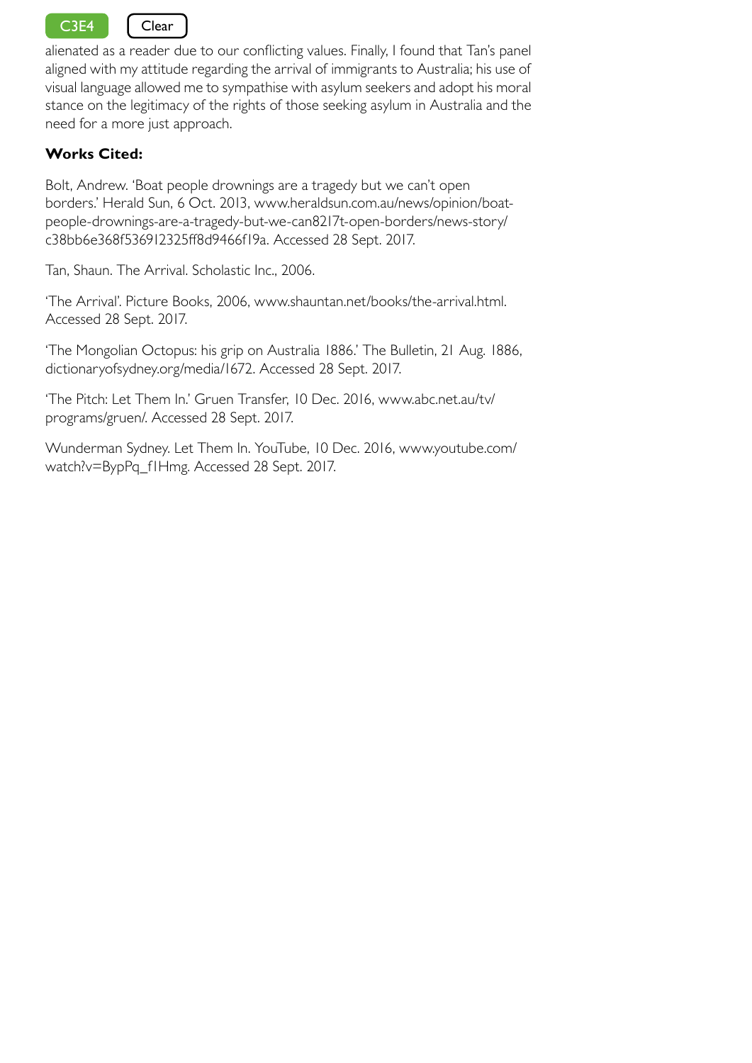C3E4 Clear

alienated as a reader due to our conflicting values. Finally, I found that Tan's panel aligned with my attitude regarding the arrival of immigrants to Australia; his use of visual language allowed me to sympathise with asylum seekers and adopt his moral stance on the legitimacy of the rights of those seeking asylum in Australia and the need for a more just approach.

**Works Cited:**

Bolt, Andrew. 'Boat people drownings are a tragedy but we can't open borders.' Herald Sun, 6 Oct. 2013, www.heraldsun.com.au/news/opinion/boat-people-drownings-are-a-tragedy-but-we-can8217t-open-borders/news-story/c38bb6e368f536912325ff8d9466f19a. Accessed 28 Sept. 2017.

Tan, Shaun. The Arrival. Scholastic Inc., 2006.

'The Arrival'. Picture Books, 2006, www.shauntan.net/books/the-arrival.html. Accessed 28 Sept. 2017.

'The Mongolian Octopus: his grip on Australia 1886.' The Bulletin, 21 Aug. 1886, dictionaryofsydney.org/media/1672. Accessed 28 Sept. 2017.

'The Pitch: Let Them In.' Gruen Transfer, 10 Dec. 2016, www.abc.net.au/tv/programs/gruen/. Accessed 28 Sept. 2017.

Wunderman Sydney. Let Them In. YouTube, 10 Dec. 2016, www.youtube.com/watch?v=BypPq_f1Hmg. Accessed 28 Sept. 2017.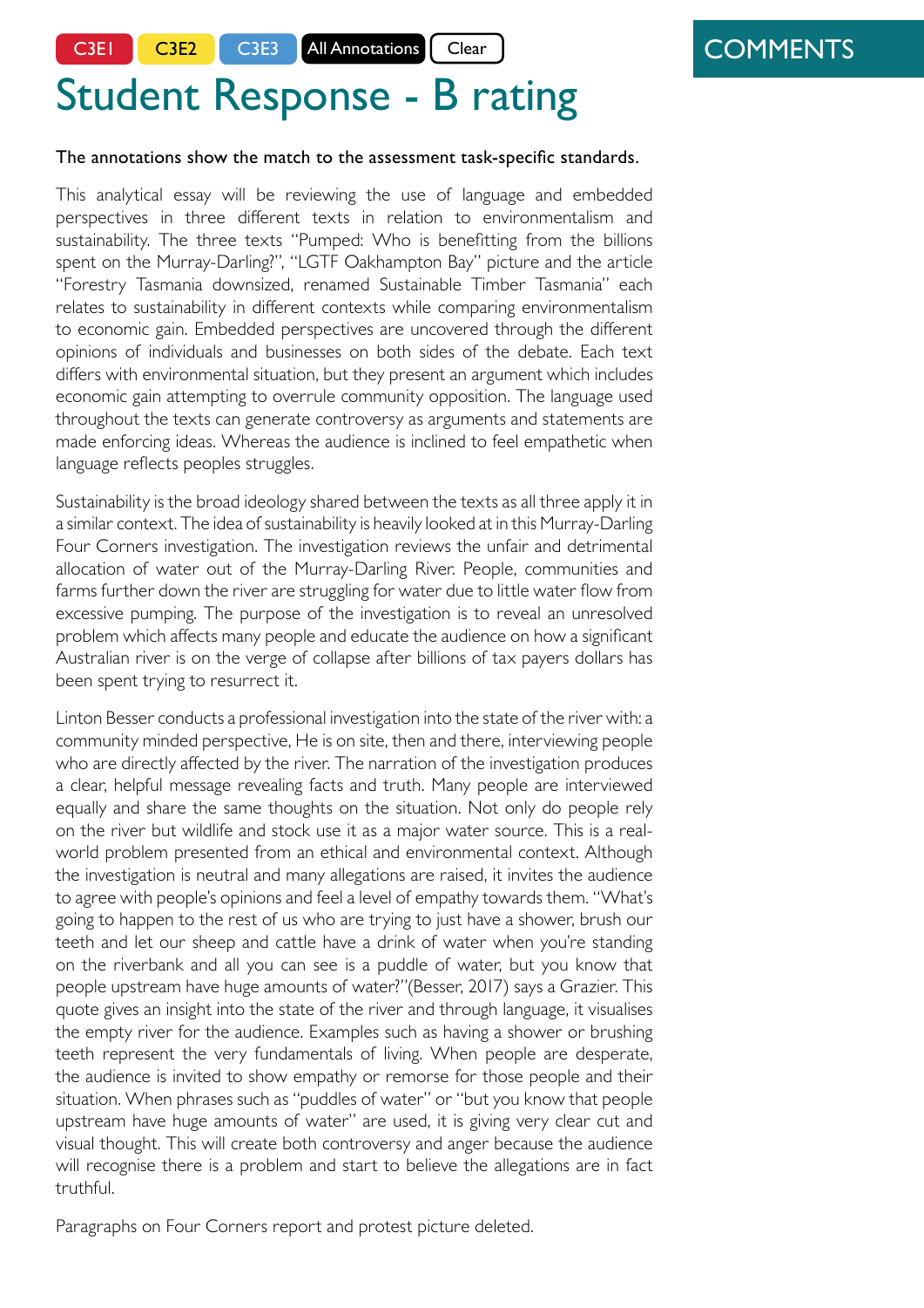C3E1 C3E2 C3E3 All Annotations Clear

COMMENTS

# Student Response - B rating

**The annotations show the match to the assessment task-specific standards.**

This analytical essay will be reviewing the use of language and embedded perspectives in three different texts in relation to environmentalism and sustainability. The three texts "Pumped: Who is benefitting from the billions spent on the Murray-Darling?", "LGTF Oakhampton Bay" picture and the article "Forestry Tasmania downsized, renamed Sustainable Timber Tasmania" each relates to sustainability in different contexts while comparing environmentalism to economic gain. Embedded perspectives are uncovered through the different opinions of individuals and businesses on both sides of the debate. Each text differs with environmental situation, but they present an argument which includes economic gain attempting to overrule community opposition. The language used throughout the texts can generate controversy as arguments and statements are made enforcing ideas. Whereas the audience is inclined to feel empathetic when language reflects peoples struggles.

Sustainability is the broad ideology shared between the texts as all three apply it in a similar context. The idea of sustainability is heavily looked at in this Murray-Darling Four Corners investigation. The investigation reviews the unfair and detrimental allocation of water out of the Murray-Darling River. People, communities and farms further down the river are struggling for water due to little water flow from excessive pumping. The purpose of the investigation is to reveal an unresolved problem which affects many people and educate the audience on how a significant Australian river is on the verge of collapse after billions of tax payers dollars has been spent trying to resurrect it.

Linton Besser conducts a professional investigation into the state of the river with: a community minded perspective, He is on site, then and there, interviewing people who are directly affected by the river. The narration of the investigation produces a clear, helpful message revealing facts and truth. Many people are interviewed equally and share the same thoughts on the situation. Not only do people rely on the river but wildlife and stock use it as a major water source. This is a real-world problem presented from an ethical and environmental context. Although the investigation is neutral and many allegations are raised, it invites the audience to agree with people's opinions and feel a level of empathy towards them. "What's going to happen to the rest of us who are trying to just have a shower, brush our teeth and let our sheep and cattle have a drink of water when you're standing on the riverbank and all you can see is a puddle of water, but you know that people upstream have huge amounts of water?"(Besser, 2017) says a Grazier. This quote gives an insight into the state of the river and through language, it visualises the empty river for the audience. Examples such as having a shower or brushing teeth represent the very fundamentals of living. When people are desperate, the audience is invited to show empathy or remorse for those people and their situation. When phrases such as "puddles of water" or "but you know that people upstream have huge amounts of water" are used, it is giving very clear cut and visual thought. This will create both controversy and anger because the audience will recognise there is a problem and start to believe the allegations are in fact truthful.

Paragraphs on Four Corners report and protest picture deleted.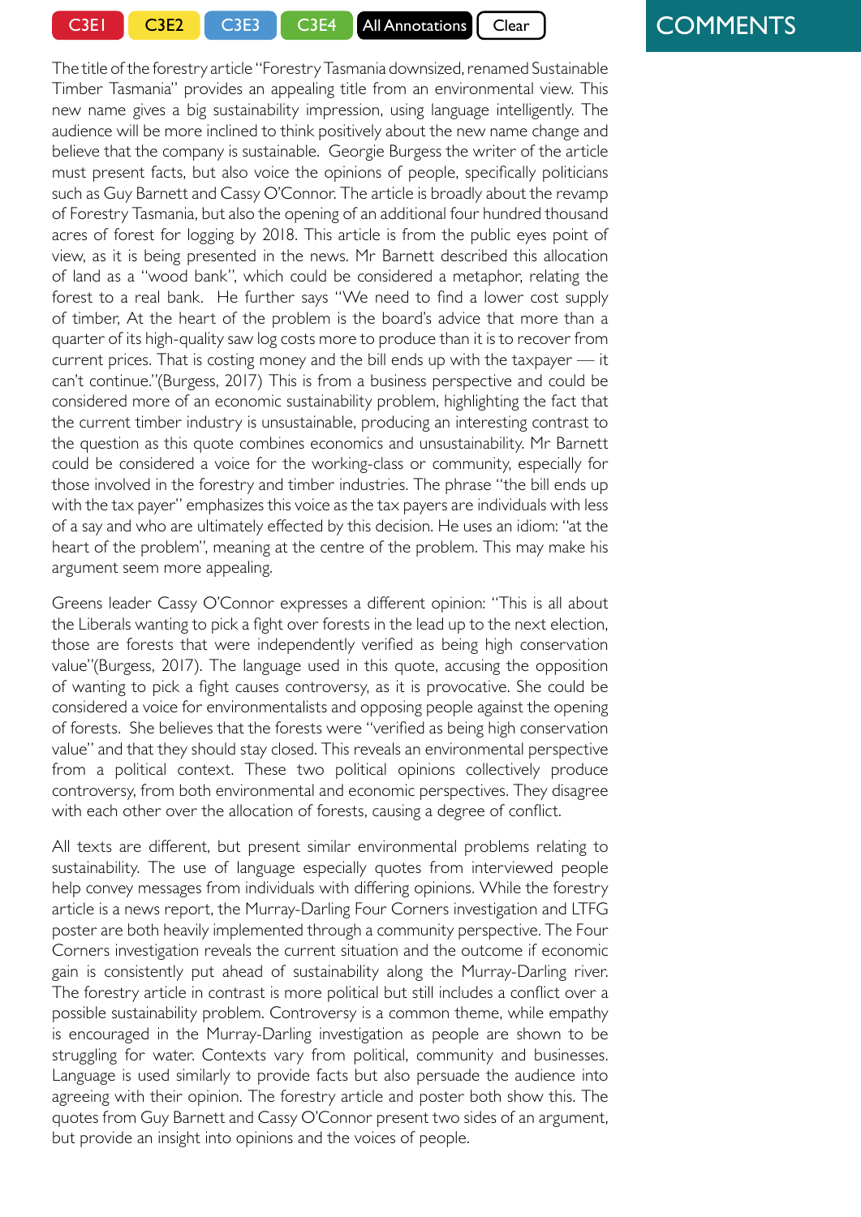C3E1 C3E2 C3E3 C3E4 All Annotations Clear

COMMENTS

The title of the forestry article "Forestry Tasmania downsized, renamed Sustainable Timber Tasmania" provides an appealing title from an environmental view. This new name gives a big sustainability impression, using language intelligently. The audience will be more inclined to think positively about the new name change and believe that the company is sustainable. Georgie Burgess the writer of the article must present facts, but also voice the opinions of people, specifically politicians such as Guy Barnett and Cassy O'Connor. The article is broadly about the revamp of Forestry Tasmania, but also the opening of an additional four hundred thousand acres of forest for logging by 2018. This article is from the public eyes point of view, as it is being presented in the news. Mr Barnett described this allocation of land as a "wood bank", which could be considered a metaphor, relating the forest to a real bank. He further says "We need to find a lower cost supply of timber, At the heart of the problem is the board's advice that more than a quarter of its high-quality saw log costs more to produce than it is to recover from current prices. That is costing money and the bill ends up with the taxpayer — it can't continue."(Burgess, 2017) This is from a business perspective and could be considered more of an economic sustainability problem, highlighting the fact that the current timber industry is unsustainable, producing an interesting contrast to the question as this quote combines economics and unsustainability. Mr Barnett could be considered a voice for the working-class or community, especially for those involved in the forestry and timber industries. The phrase "the bill ends up with the tax payer" emphasizes this voice as the tax payers are individuals with less of a say and who are ultimately effected by this decision. He uses an idiom: "at the heart of the problem", meaning at the centre of the problem. This may make his argument seem more appealing.

Greens leader Cassy O'Connor expresses a different opinion: "This is all about the Liberals wanting to pick a fight over forests in the lead up to the next election, those are forests that were independently verified as being high conservation value"(Burgess, 2017). The language used in this quote, accusing the opposition of wanting to pick a fight causes controversy, as it is provocative. She could be considered a voice for environmentalists and opposing people against the opening of forests. She believes that the forests were "verified as being high conservation value" and that they should stay closed. This reveals an environmental perspective from a political context. These two political opinions collectively produce controversy, from both environmental and economic perspectives. They disagree with each other over the allocation of forests, causing a degree of conflict.

All texts are different, but present similar environmental problems relating to sustainability. The use of language especially quotes from interviewed people help convey messages from individuals with differing opinions. While the forestry article is a news report, the Murray-Darling Four Corners investigation and LTFG poster are both heavily implemented through a community perspective. The Four Corners investigation reveals the current situation and the outcome if economic gain is consistently put ahead of sustainability along the Murray-Darling river. The forestry article in contrast is more political but still includes a conflict over a possible sustainability problem. Controversy is a common theme, while empathy is encouraged in the Murray-Darling investigation as people are shown to be struggling for water. Contexts vary from political, community and businesses. Language is used similarly to provide facts but also persuade the audience into agreeing with their opinion. The forestry article and poster both show this. The quotes from Guy Barnett and Cassy O'Connor present two sides of an argument, but provide an insight into opinions and the voices of people.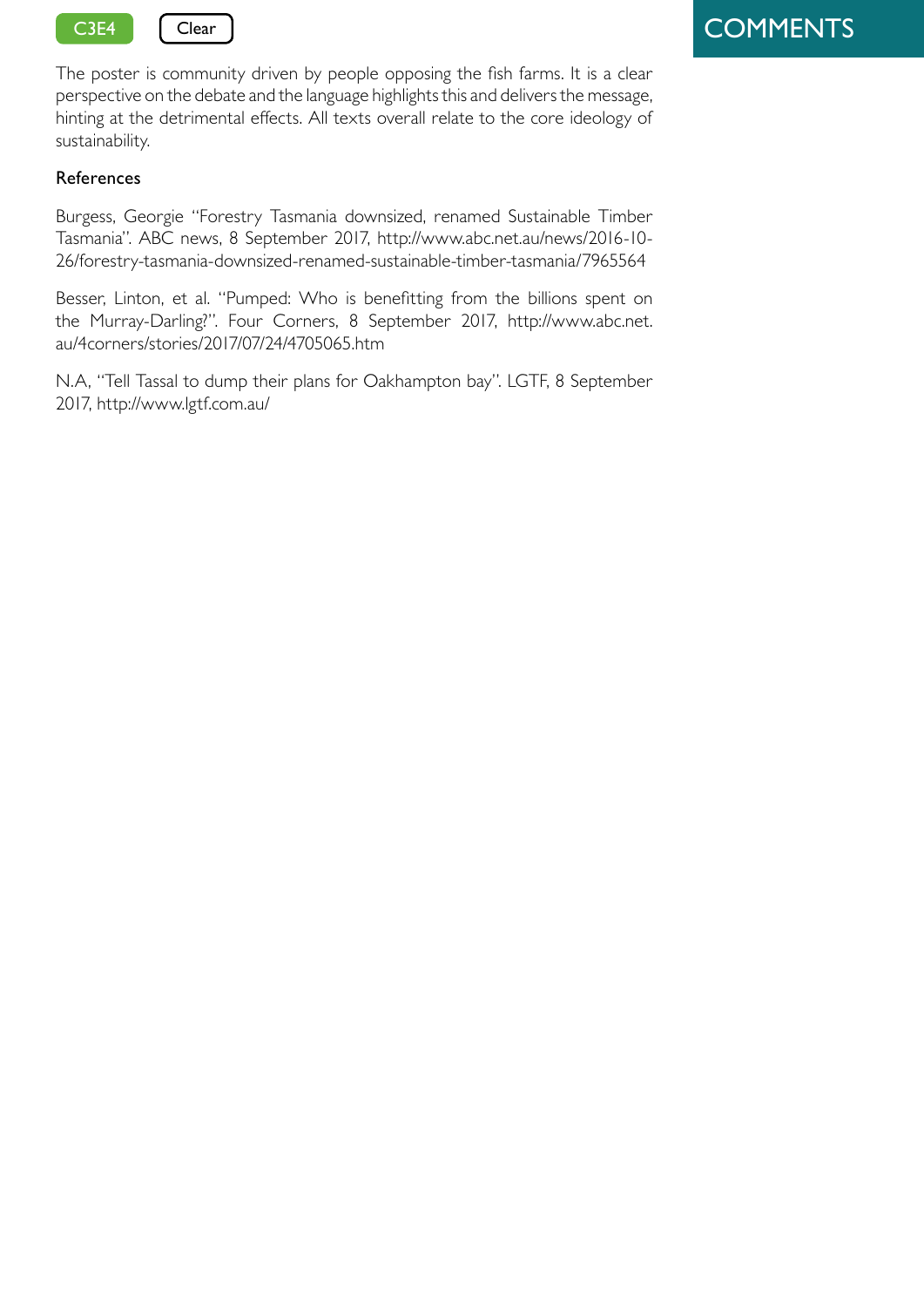C3E4 Clear

# COMMENTS

The poster is community driven by people opposing the fish farms. It is a clear perspective on the debate and the language highlights this and delivers the message, hinting at the detrimental effects. All texts overall relate to the core ideology of sustainability.

## References

Burgess, Georgie "Forestry Tasmania downsized, renamed Sustainable Timber Tasmania". ABC news, 8 September 2017, http://www.abc.net.au/news/2016-10-26/forestry-tasmania-downsized-renamed-sustainable-timber-tasmania/7965564

Besser, Linton, et al. "Pumped: Who is benefitting from the billions spent on the Murray-Darling?". Four Corners, 8 September 2017, http://www.abc.net.au/4corners/stories/2017/07/24/4705065.htm

N.A, "Tell Tassal to dump their plans for Oakhampton bay". LGTF, 8 September 2017, http://www.lgtf.com.au/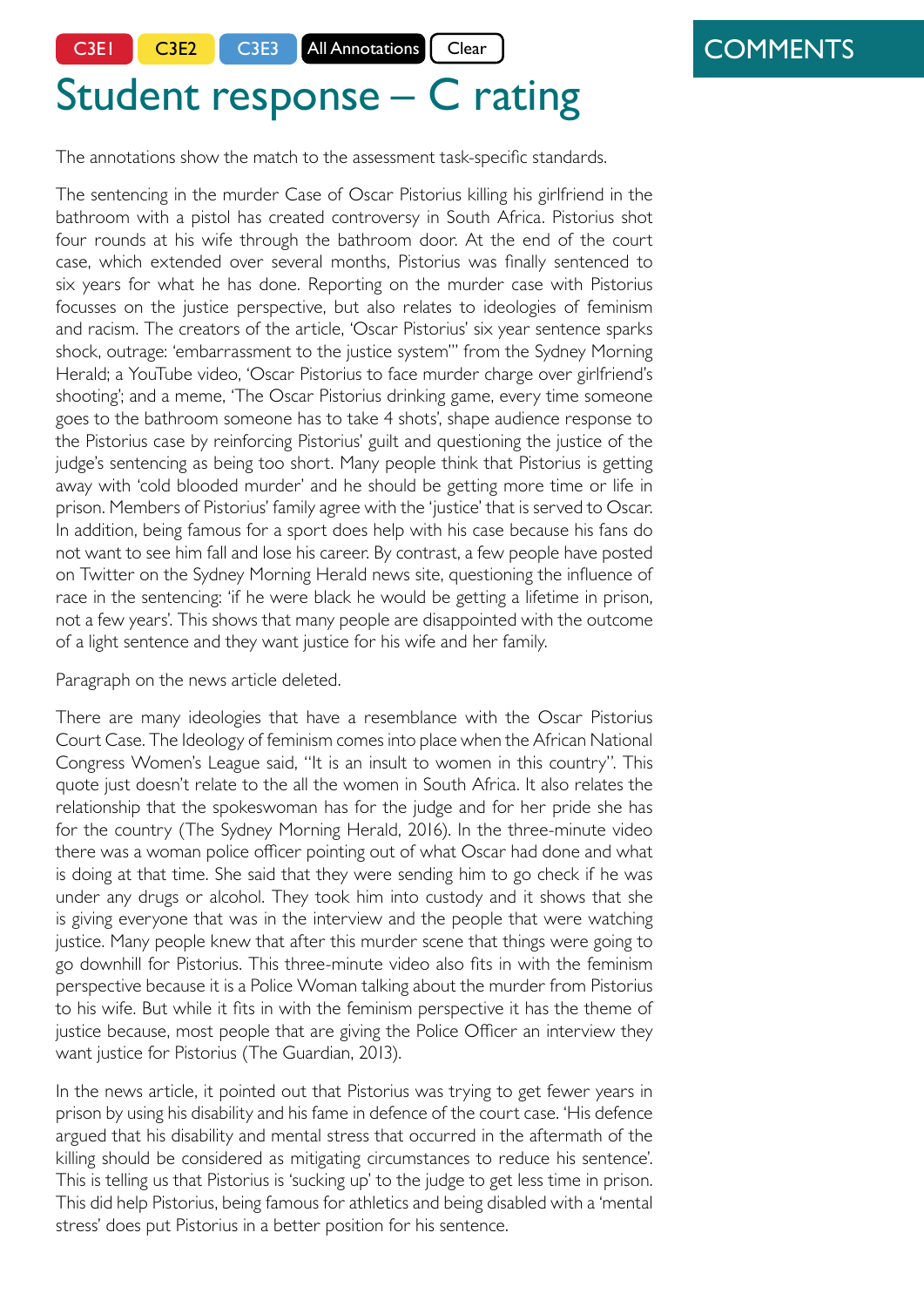C3E1 C3E2 C3E3 All Annotations Clear

# Student response – C rating

## COMMENTS

The annotations show the match to the assessment task-specific standards.

The sentencing in the murder Case of Oscar Pistorius killing his girlfriend in the bathroom with a pistol has created controversy in South Africa. Pistorius shot four rounds at his wife through the bathroom door. At the end of the court case, which extended over several months, Pistorius was finally sentenced to six years for what he has done. Reporting on the murder case with Pistorius focusses on the justice perspective, but also relates to ideologies of feminism and racism. The creators of the article, 'Oscar Pistorius' six year sentence sparks shock, outrage: 'embarrassment to the justice system'' from the Sydney Morning Herald; a YouTube video, 'Oscar Pistorius to face murder charge over girlfriend's shooting'; and a meme, 'The Oscar Pistorius drinking game, every time someone goes to the bathroom someone has to take 4 shots', shape audience response to the Pistorius case by reinforcing Pistorius' guilt and questioning the justice of the judge's sentencing as being too short. Many people think that Pistorius is getting away with 'cold blooded murder' and he should be getting more time or life in prison. Members of Pistorius' family agree with the 'justice' that is served to Oscar. In addition, being famous for a sport does help with his case because his fans do not want to see him fall and lose his career. By contrast, a few people have posted on Twitter on the Sydney Morning Herald news site, questioning the influence of race in the sentencing: 'if he were black he would be getting a lifetime in prison, not a few years'. This shows that many people are disappointed with the outcome of a light sentence and they want justice for his wife and her family.

Paragraph on the news article deleted.

There are many ideologies that have a resemblance with the Oscar Pistorius Court Case. The Ideology of feminism comes into place when the African National Congress Women's League said, "It is an insult to women in this country". This quote just doesn't relate to the all the women in South Africa. It also relates the relationship that the spokeswoman has for the judge and for her pride she has for the country (The Sydney Morning Herald, 2016). In the three-minute video there was a woman police officer pointing out of what Oscar had done and what is doing at that time. She said that they were sending him to go check if he was under any drugs or alcohol. They took him into custody and it shows that she is giving everyone that was in the interview and the people that were watching justice. Many people knew that after this murder scene that things were going to go downhill for Pistorius. This three-minute video also fits in with the feminism perspective because it is a Police Woman talking about the murder from Pistorius to his wife. But while it fits in with the feminism perspective it has the theme of justice because, most people that are giving the Police Officer an interview they want justice for Pistorius (The Guardian, 2013).

In the news article, it pointed out that Pistorius was trying to get fewer years in prison by using his disability and his fame in defence of the court case. 'His defence argued that his disability and mental stress that occurred in the aftermath of the killing should be considered as mitigating circumstances to reduce his sentence'. This is telling us that Pistorius is 'sucking up' to the judge to get less time in prison. This did help Pistorius, being famous for athletics and being disabled with a 'mental stress' does put Pistorius in a better position for his sentence.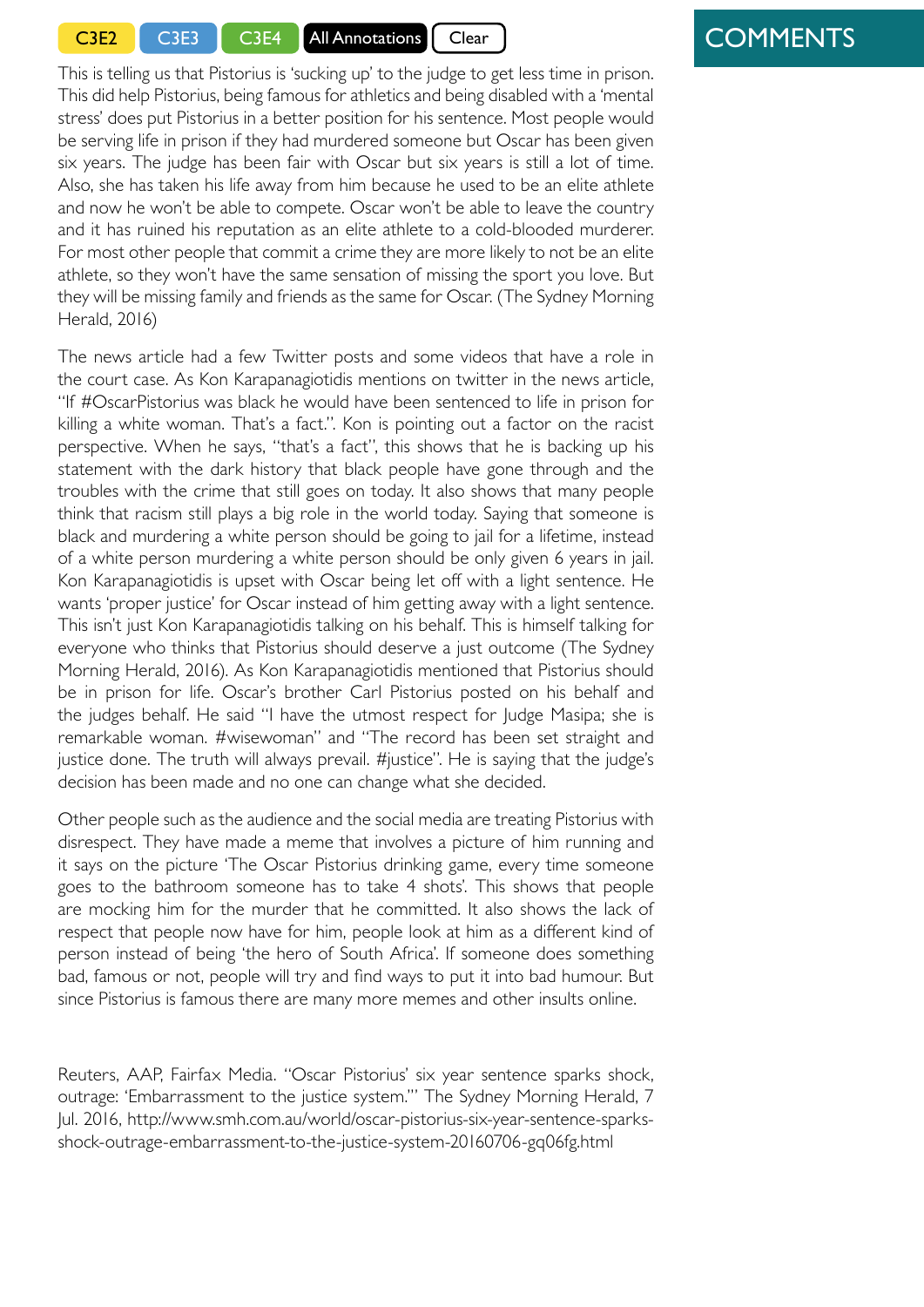This is telling us that Pistorius is 'sucking up' to the judge to get less time in prison. This did help Pistorius, being famous for athletics and being disabled with a 'mental stress' does put Pistorius in a better position for his sentence. Most people would be serving life in prison if they had murdered someone but Oscar has been given six years. The judge has been fair with Oscar but six years is still a lot of time. Also, she has taken his life away from him because he used to be an elite athlete and now he won't be able to compete. Oscar won't be able to leave the country and it has ruined his reputation as an elite athlete to a cold-blooded murderer. For most other people that commit a crime they are more likely to not be an elite athlete, so they won't have the same sensation of missing the sport you love. But they will be missing family and friends as the same for Oscar. (The Sydney Morning Herald, 2016)

The news article had a few Twitter posts and some videos that have a role in the court case. As Kon Karapanagiotidis mentions on twitter in the news article, "If #OscarPistorius was black he would have been sentenced to life in prison for killing a white woman. That's a fact.". Kon is pointing out a factor on the racist perspective. When he says, "that's a fact", this shows that he is backing up his statement with the dark history that black people have gone through and the troubles with the crime that still goes on today. It also shows that many people think that racism still plays a big role in the world today. Saying that someone is black and murdering a white person should be going to jail for a lifetime, instead of a white person murdering a white person should be only given 6 years in jail. Kon Karapanagiotidis is upset with Oscar being let off with a light sentence. He wants 'proper justice' for Oscar instead of him getting away with a light sentence. This isn't just Kon Karapanagiotidis talking on his behalf. This is himself talking for everyone who thinks that Pistorius should deserve a just outcome (The Sydney Morning Herald, 2016). As Kon Karapanagiotidis mentioned that Pistorius should be in prison for life. Oscar's brother Carl Pistorius posted on his behalf and the judges behalf. He said "I have the utmost respect for Judge Masipa; she is remarkable woman. #wisewoman" and "The record has been set straight and justice done. The truth will always prevail. #justice". He is saying that the judge's decision has been made and no one can change what she decided.

Other people such as the audience and the social media are treating Pistorius with disrespect. They have made a meme that involves a picture of him running and it says on the picture 'The Oscar Pistorius drinking game, every time someone goes to the bathroom someone has to take 4 shots'. This shows that people are mocking him for the murder that he committed. It also shows the lack of respect that people now have for him, people look at him as a different kind of person instead of being 'the hero of South Africa'. If someone does something bad, famous or not, people will try and find ways to put it into bad humour. But since Pistorius is famous there are many more memes and other insults online.

Reuters, AAP, Fairfax Media. "Oscar Pistorius' six year sentence sparks shock, outrage: 'Embarrassment to the justice system.'" The Sydney Morning Herald, 7 Jul. 2016, http://www.smh.com.au/world/oscar-pistorius-six-year-sentence-sparks-shock-outrage-embarrassment-to-the-justice-system-20160706-gq06fg.html